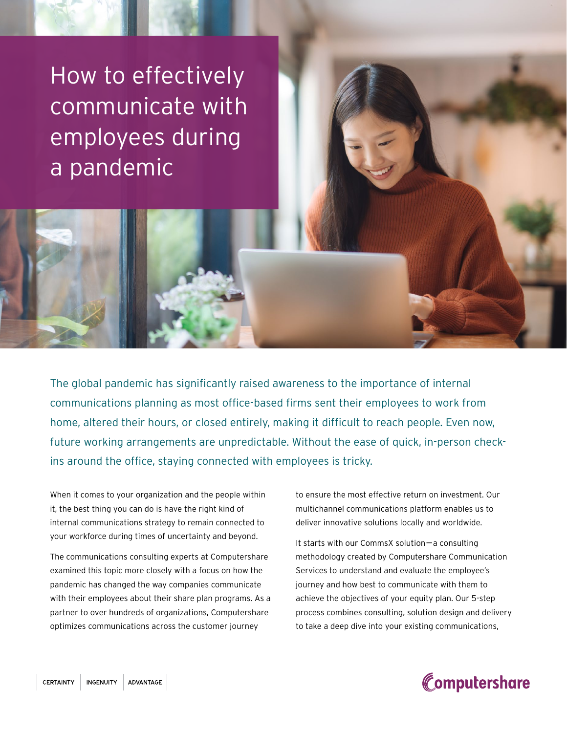# How to effectively communicate with employees during a pandemic

The global pandemic has significantly raised awareness to the importance of internal communications planning as most office-based firms sent their employees to work from home, altered their hours, or closed entirely, making it difficult to reach people. Even now, future working arrangements are unpredictable. Without the ease of quick, in-person check-ins around the office, staying connected with employees is tricky.

When it comes to your organization and the people within it, the best thing you can do is have the right kind of internal communications strategy to remain connected to your workforce during times of uncertainty and beyond.

The communications consulting experts at Computershare examined this topic more closely with a focus on how the pandemic has changed the way companies communicate with their employees about their share plan programs. As a partner to over hundreds of organizations, Computershare optimizes communications across the customer journey to ensure the most effective return on investment. Our multichannel communications platform enables us to deliver innovative solutions locally and worldwide.

It starts with our CommsX solution—a consulting methodology created by Computershare Communication Services to understand and evaluate the employee's journey and how best to communicate with them to achieve the objectives of your equity plan. Our 5-step process combines consulting, solution design and delivery to take a deep dive into your existing communications,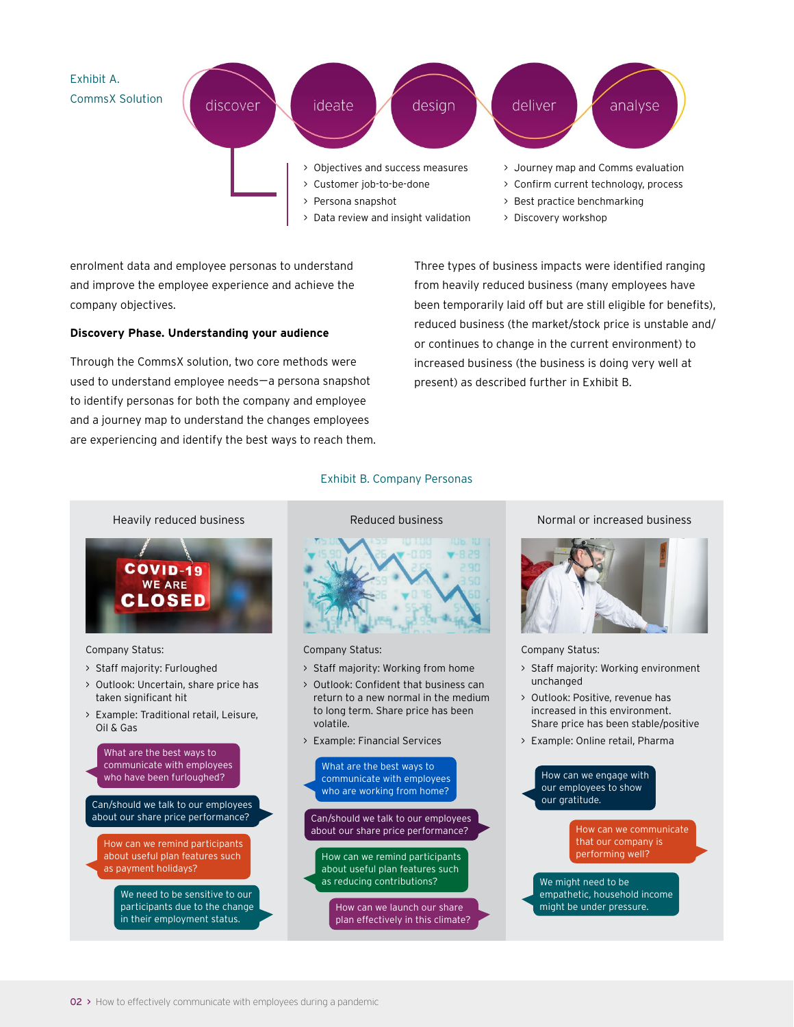Exhibit A.
CommsX Solution

discover — ideate — design — deliver — analyse

- Objectives and success measures
- Customer job-to-be-done
- Persona snapshot
- Data review and insight validation

- Journey map and Comms evaluation
- Confirm current technology, process
- Best practice benchmarking
- Discovery workshop

enrolment data and employee personas to understand and improve the employee experience and achieve the company objectives.

**Discovery Phase. Understanding your audience**

Through the CommsX solution, two core methods were used to understand employee needs—a persona snapshot to identify personas for both the company and employee and a journey map to understand the changes employees are experiencing and identify the best ways to reach them.

Three types of business impacts were identified ranging from heavily reduced business (many employees have been temporarily laid off but are still eligible for benefits), reduced business (the market/stock price is unstable and/or continues to change in the current environment) to increased business (the business is doing very well at present) as described further in Exhibit B.

Exhibit B. Company Personas

### Heavily reduced business

Company Status:

- Staff majority: Furloughed
- Outlook: Uncertain, share price has taken significant hit
- Example: Traditional retail, Leisure, Oil & Gas

What are the best ways to communicate with employees who have been furloughed?

Can/should we talk to our employees about our share price performance?

How can we remind participants about useful plan features such as payment holidays?

We need to be sensitive to our participants due to the change in their employment status.

### Reduced business

Company Status:

- Staff majority: Working from home
- Outlook: Confident that business can return to a new normal in the medium to long term. Share price has been volatile.
- Example: Financial Services

What are the best ways to communicate with employees who are working from home?

Can/should we talk to our employees about our share price performance?

How can we remind participants about useful plan features such as reducing contributions?

How can we launch our share plan effectively in this climate?

### Normal or increased business

Company Status:

- Staff majority: Working environment unchanged
- Outlook: Positive, revenue has increased in this environment. Share price has been stable/positive
- Example: Online retail, Pharma

How can we engage with our employees to show our gratitude.

How can we communicate that our company is performing well?

We might need to be empathetic, household income might be under pressure.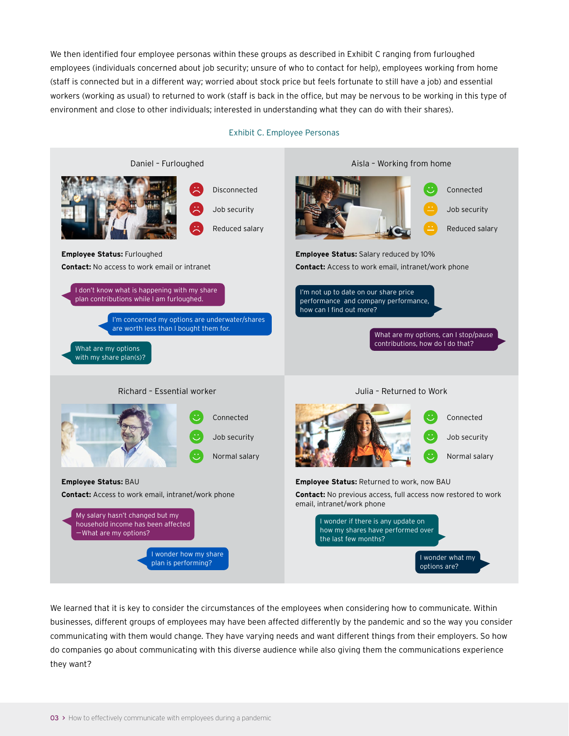We then identified four employee personas within these groups as described in Exhibit C ranging from furloughed employees (individuals concerned about job security; unsure of who to contact for help), employees working from home (staff is connected but in a different way; worried about stock price but feels fortunate to still have a job) and essential workers (working as usual) to returned to work (staff is back in the office, but may be nervous to be working in this type of environment and close to other individuals; interested in understanding what they can do with their shares).

Exhibit C. Employee Personas

### Daniel - Furloughed

- Disconnected
- Job security
- Reduced salary

**Employee Status:** Furloughed

**Contact:** No access to work email or intranet

> I don't know what is happening with my share plan contributions while I am furloughed.

> I'm concerned my options are underwater/shares are worth less than I bought them for.

> What are my options with my share plan(s)?

### Aisla - Working from home

- Connected
- Job security
- Reduced salary

**Employee Status:** Salary reduced by 10%

**Contact:** Access to work email, intranet/work phone

> I'm not up to date on our share price performance and company performance, how can I find out more?

> What are my options, can I stop/pause contributions, how do I do that?

### Richard - Essential worker

- Connected
- Job security
- Normal salary

**Employee Status:** BAU

**Contact:** Access to work email, intranet/work phone

> My salary hasn't changed but my household income has been affected —What are my options?

> I wonder how my share plan is performing?

### Julia - Returned to Work

- Connected
- Job security
- Normal salary

**Employee Status:** Returned to work, now BAU

**Contact:** No previous access, full access now restored to work email, intranet/work phone

> I wonder if there is any update on how my shares have performed over the last few months?

> I wonder what my options are?

We learned that it is key to consider the circumstances of the employees when considering how to communicate. Within businesses, different groups of employees may have been affected differently by the pandemic and so the way you consider communicating with them would change. They have varying needs and want different things from their employers. So how do companies go about communicating with this diverse audience while also giving them the communications experience they want?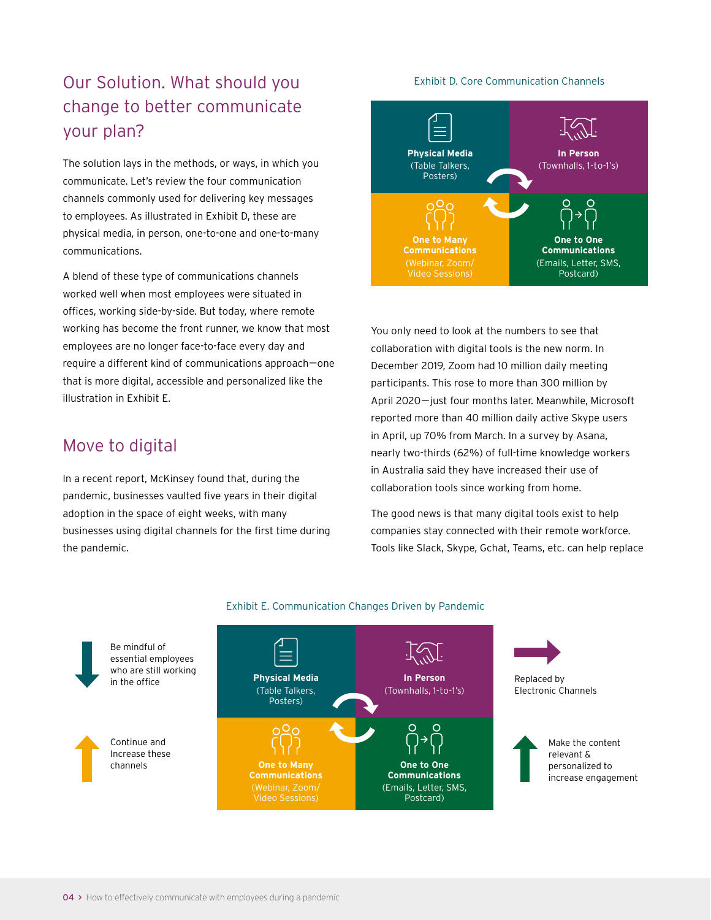## Our Solution. What should you change to better communicate your plan?

The solution lays in the methods, or ways, in which you communicate. Let's review the four communication channels commonly used for delivering key messages to employees. As illustrated in Exhibit D, these are physical media, in person, one-to-one and one-to-many communications.

A blend of these type of communications channels worked well when most employees were situated in offices, working side-by-side. But today, where remote working has become the front runner, we know that most employees are no longer face-to-face every day and require a different kind of communications approach—one that is more digital, accessible and personalized like the illustration in Exhibit E.

Exhibit D. Core Communication Channels

| **Physical Media** (Table Talkers, Posters) | **In Person** (Townhalls, 1-to-1's) |
|---|---|
| **One to Many Communications** (Webinar, Zoom/ Video Sessions) | **One to One Communications** (Emails, Letter, SMS, Postcard) |

## Move to digital

In a recent report, McKinsey found that, during the pandemic, businesses vaulted five years in their digital adoption in the space of eight weeks, with many businesses using digital channels for the first time during the pandemic.

You only need to look at the numbers to see that collaboration with digital tools is the new norm. In December 2019, Zoom had 10 million daily meeting participants. This rose to more than 300 million by April 2020—just four months later. Meanwhile, Microsoft reported more than 40 million daily active Skype users in April, up 70% from March. In a survey by Asana, nearly two-thirds (62%) of full-time knowledge workers in Australia said they have increased their use of collaboration tools since working from home.

The good news is that many digital tools exist to help companies stay connected with their remote workforce. Tools like Slack, Skype, Gchat, Teams, etc. can help replace

Exhibit E. Communication Changes Driven by Pandemic

| | | | |
|---|---|---|---|
| Be mindful of essential employees who are still working in the office | **Physical Media** (Table Talkers, Posters) | **In Person** (Townhalls, 1-to-1's) | Replaced by Electronic Channels |
| Continue and Increase these channels | **One to Many Communications** (Webinar, Zoom/ Video Sessions) | **One to One Communications** (Emails, Letter, SMS, Postcard) | Make the content relevant & personalized to increase engagement |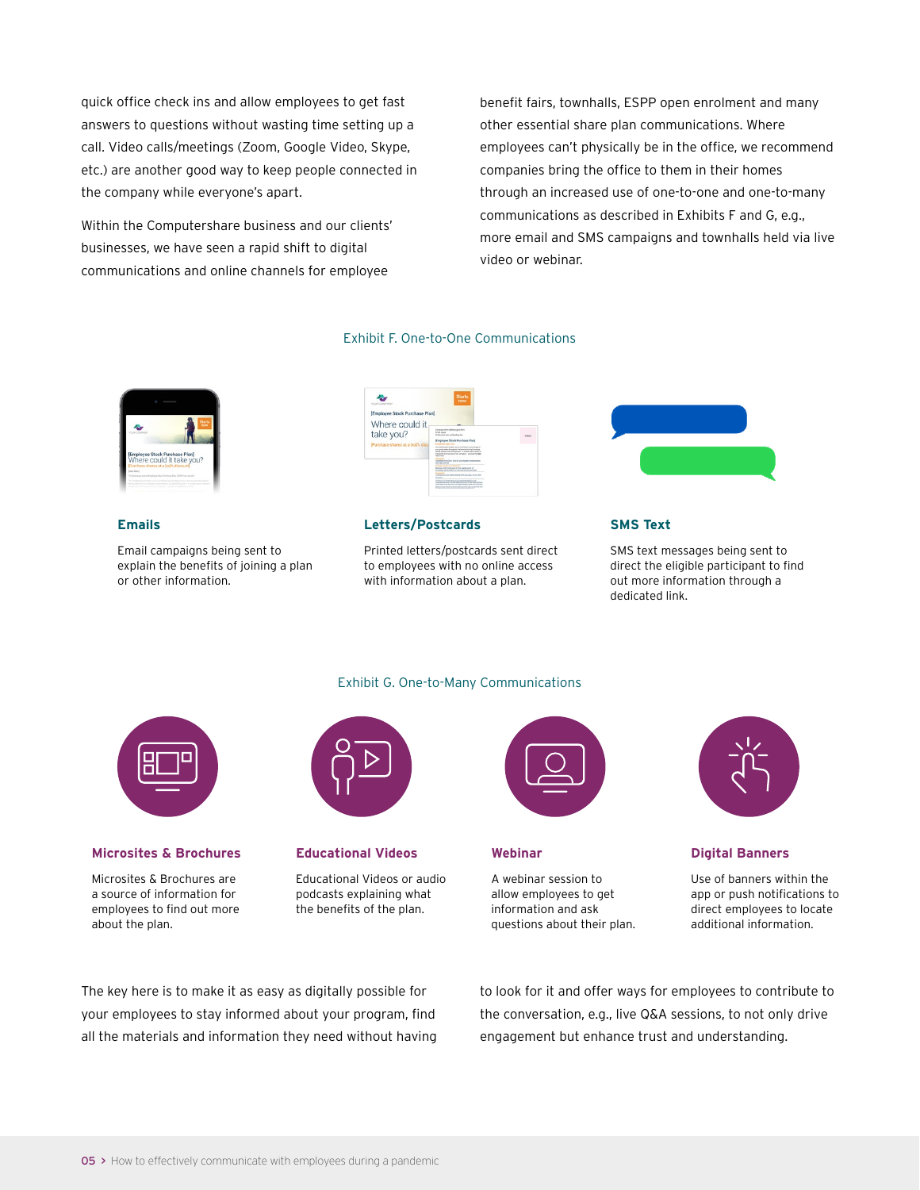quick office check ins and allow employees to get fast answers to questions without wasting time setting up a call. Video calls/meetings (Zoom, Google Video, Skype, etc.) are another good way to keep people connected in the company while everyone's apart.

Within the Computershare business and our clients' businesses, we have seen a rapid shift to digital communications and online channels for employee benefit fairs, townhalls, ESPP open enrolment and many other essential share plan communications. Where employees can't physically be in the office, we recommend companies bring the office to them in their homes through an increased use of one-to-one and one-to-many communications as described in Exhibits F and G, e.g., more email and SMS campaigns and townhalls held via live video or webinar.

Exhibit F. One-to-One Communications

### Emails

Email campaigns being sent to explain the benefits of joining a plan or other information.

### Letters/Postcards

Printed letters/postcards sent direct to employees with no online access with information about a plan.

### SMS Text

SMS text messages being sent to direct the eligible participant to find out more information through a dedicated link.

Exhibit G. One-to-Many Communications

### Microsites & Brochures

Microsites & Brochures are a source of information for employees to find out more about the plan.

### Educational Videos

Educational Videos or audio podcasts explaining what the benefits of the plan.

### Webinar

A webinar session to allow employees to get information and ask questions about their plan.

### Digital Banners

Use of banners within the app or push notifications to direct employees to locate additional information.

The key here is to make it as easy as digitally possible for your employees to stay informed about your program, find all the materials and information they need without having to look for it and offer ways for employees to contribute to the conversation, e.g., live Q&A sessions, to not only drive engagement but enhance trust and understanding.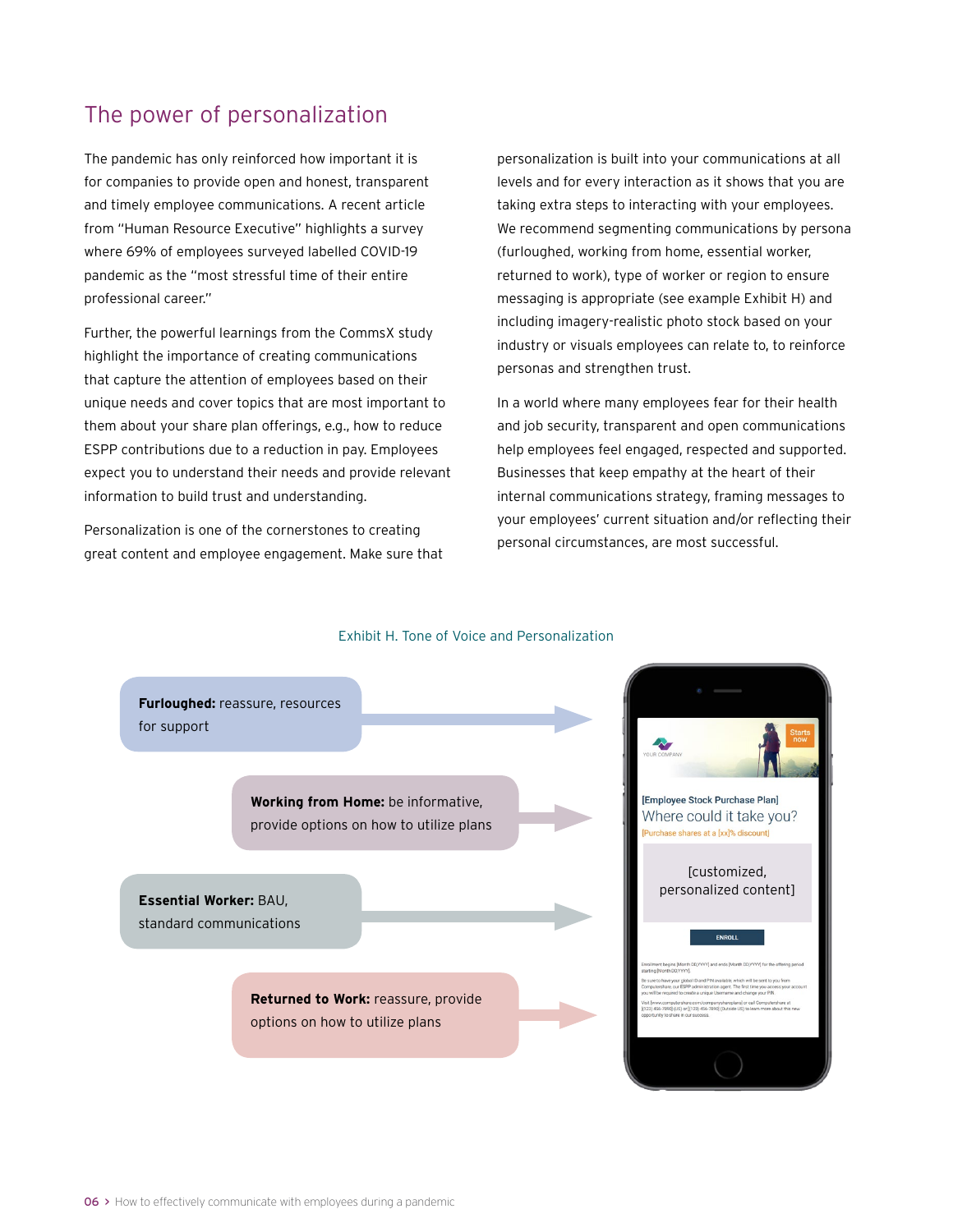## The power of personalization

The pandemic has only reinforced how important it is for companies to provide open and honest, transparent and timely employee communications. A recent article from "Human Resource Executive" highlights a survey where 69% of employees surveyed labelled COVID-19 pandemic as the "most stressful time of their entire professional career."

Further, the powerful learnings from the CommsX study highlight the importance of creating communications that capture the attention of employees based on their unique needs and cover topics that are most important to them about your share plan offerings, e.g., how to reduce ESPP contributions due to a reduction in pay. Employees expect you to understand their needs and provide relevant information to build trust and understanding.

Personalization is one of the cornerstones to creating great content and employee engagement. Make sure that personalization is built into your communications at all levels and for every interaction as it shows that you are taking extra steps to interacting with your employees. We recommend segmenting communications by persona (furloughed, working from home, essential worker, returned to work), type of worker or region to ensure messaging is appropriate (see example Exhibit H) and including imagery-realistic photo stock based on your industry or visuals employees can relate to, to reinforce personas and strengthen trust.

In a world where many employees fear for their health and job security, transparent and open communications help employees feel engaged, respected and supported. Businesses that keep empathy at the heart of their internal communications strategy, framing messages to your employees' current situation and/or reflecting their personal circumstances, are most successful.

Exhibit H. Tone of Voice and Personalization

- **Furloughed:** reassure, resources for support
- **Working from Home:** be informative, provide options on how to utilize plans
- **Essential Worker:** BAU, standard communications
- **Returned to Work:** reassure, provide options on how to utilize plans

YOUR COMPANY

Starts now

[Employee Stock Purchase Plan]

Where could it take you?

[Purchase shares at a [xx]% discount]

[customized, personalized content]

ENROLL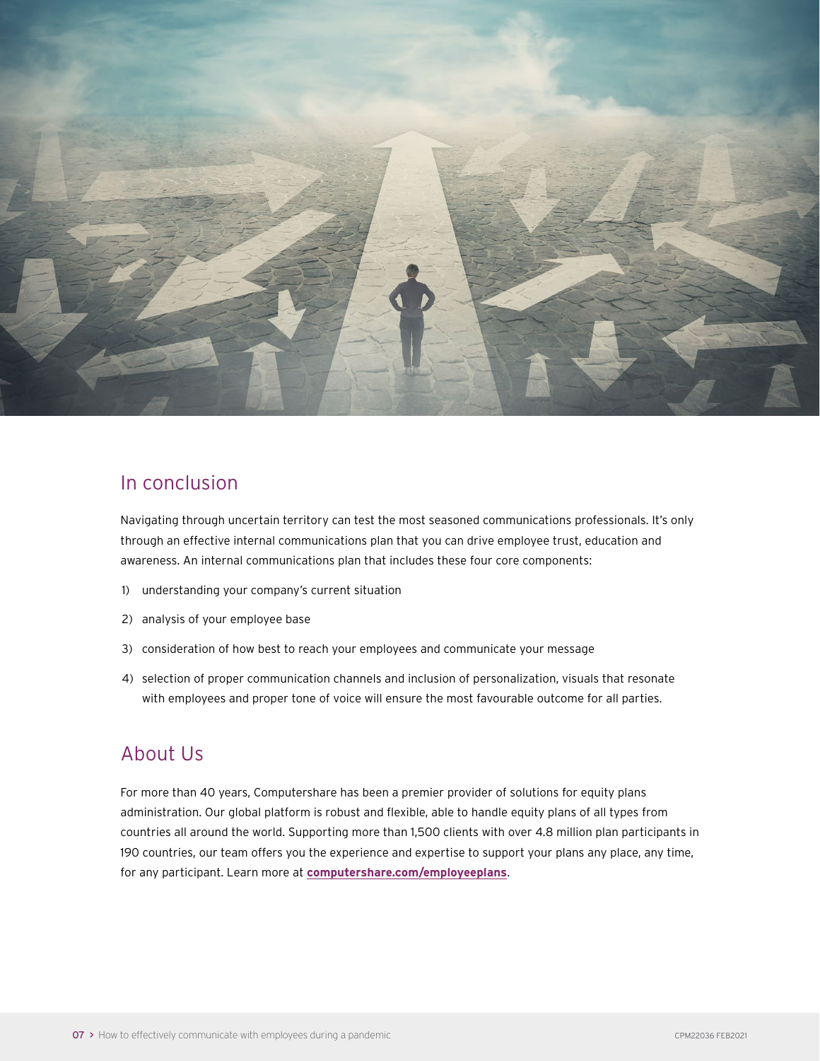## In conclusion

Navigating through uncertain territory can test the most seasoned communications professionals. It's only through an effective internal communications plan that you can drive employee trust, education and awareness. An internal communications plan that includes these four core components:

1) understanding your company's current situation
2) analysis of your employee base
3) consideration of how best to reach your employees and communicate your message
4) selection of proper communication channels and inclusion of personalization, visuals that resonate with employees and proper tone of voice will ensure the most favourable outcome for all parties.

## About Us

For more than 40 years, Computershare has been a premier provider of solutions for equity plans administration. Our global platform is robust and flexible, able to handle equity plans of all types from countries all around the world. Supporting more than 1,500 clients with over 4.8 million plan participants in 190 countries, our team offers you the experience and expertise to support your plans any place, any time, for any participant. Learn more at **computershare.com/employeeplans**.

CPM22036 FEB2021